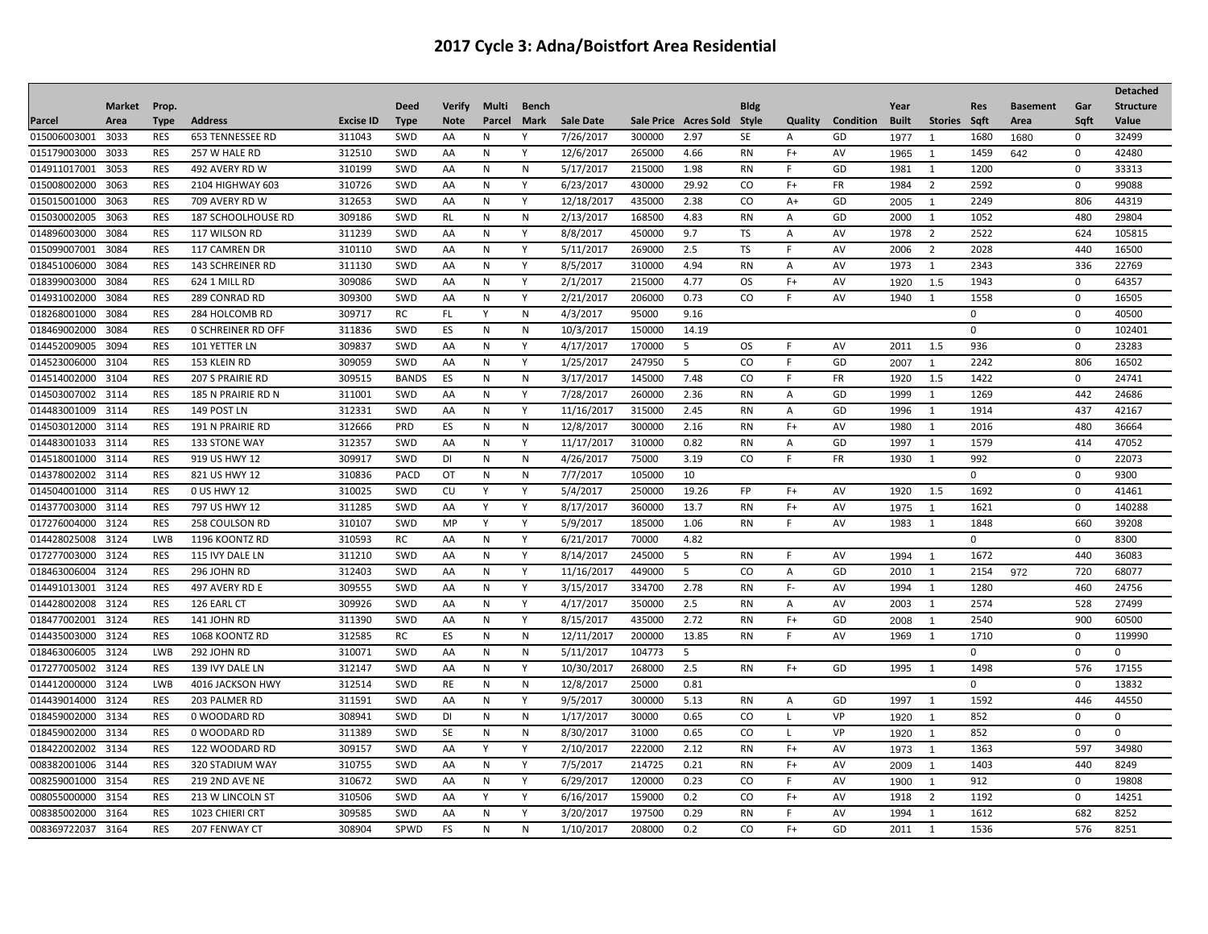# 2017 Cycle 3: Adna/Boistfort Area Residential

| Parcel | Market Area | Prop. Type | Address | Excise ID | Deed Type | Verify Note | Multi Parcel | Bench Mark | Sale Date | Sale Price | Acres Sold | Bldg Style | Quality | Condition | Year Built | Stories | Res Sqft | Basement Area | Gar Sqft | Detached Structure Value |
|---|---|---|---|---|---|---|---|---|---|---|---|---|---|---|---|---|---|---|---|---|
| 015006003001 | 3033 | RES | 653 TENNESSEE RD | 311043 | SWD | AA | N | Y | 7/26/2017 | 300000 | 2.97 | SE | A | GD | 1977 | 1 | 1680 | 1680 | 0 | 32499 |
| 015179003000 | 3033 | RES | 257 W HALE RD | 312510 | SWD | AA | N | Y | 12/6/2017 | 265000 | 4.66 | RN | F+ | AV | 1965 | 1 | 1459 | 642 | 0 | 42480 |
| 014911017001 | 3053 | RES | 492 AVERY RD W | 310199 | SWD | AA | N | N | 5/17/2017 | 215000 | 1.98 | RN | F | GD | 1981 | 1 | 1200 | | 0 | 33313 |
| 015008002000 | 3063 | RES | 2104 HIGHWAY 603 | 310726 | SWD | AA | N | Y | 6/23/2017 | 430000 | 29.92 | CO | F+ | FR | 1984 | 2 | 2592 | | 0 | 99088 |
| 015015001000 | 3063 | RES | 709 AVERY RD W | 312653 | SWD | AA | N | Y | 12/18/2017 | 435000 | 2.38 | CO | A+ | GD | 2005 | 1 | 2249 | | 806 | 44319 |
| 015030002005 | 3063 | RES | 187 SCHOOLHOUSE RD | 309186 | SWD | RL | N | N | 2/13/2017 | 168500 | 4.83 | RN | A | GD | 2000 | 1 | 1052 | | 480 | 29804 |
| 014896003000 | 3084 | RES | 117 WILSON RD | 311239 | SWD | AA | N | Y | 8/8/2017 | 450000 | 9.7 | TS | A | AV | 1978 | 2 | 2522 | | 624 | 105815 |
| 015099007001 | 3084 | RES | 117 CAMREN DR | 310110 | SWD | AA | N | Y | 5/11/2017 | 269000 | 2.5 | TS | F | AV | 2006 | 2 | 2028 | | 440 | 16500 |
| 018451006000 | 3084 | RES | 143 SCHREINER RD | 311130 | SWD | AA | N | Y | 8/5/2017 | 310000 | 4.94 | RN | A | AV | 1973 | 1 | 2343 | | 336 | 22769 |
| 018399003000 | 3084 | RES | 624 1 MILL RD | 309086 | SWD | AA | N | Y | 2/1/2017 | 215000 | 4.77 | OS | F+ | AV | 1920 | 1.5 | 1943 | | 0 | 64357 |
| 014931002000 | 3084 | RES | 289 CONRAD RD | 309300 | SWD | AA | N | Y | 2/21/2017 | 206000 | 0.73 | CO | F | AV | 1940 | 1 | 1558 | | 0 | 16505 |
| 018268001000 | 3084 | RES | 284 HOLCOMB RD | 309717 | RC | FL | Y | N | 4/3/2017 | 95000 | 9.16 | | | | | | 0 | | 0 | 40500 |
| 018469002000 | 3084 | RES | 0 SCHREINER RD OFF | 311836 | SWD | ES | N | N | 10/3/2017 | 150000 | 14.19 | | | | | | 0 | | 0 | 102401 |
| 014452009005 | 3094 | RES | 101 YETTER LN | 309837 | SWD | AA | N | Y | 4/17/2017 | 170000 | 5 | OS | F | AV | 2011 | 1.5 | 936 | | 0 | 23283 |
| 014523006000 | 3104 | RES | 153 KLEIN RD | 309059 | SWD | AA | N | Y | 1/25/2017 | 247950 | 5 | CO | F | GD | 2007 | 1 | 2242 | | 806 | 16502 |
| 014514002000 | 3104 | RES | 207 S PRAIRIE RD | 309515 | BANDS | ES | N | N | 3/17/2017 | 145000 | 7.48 | CO | F | FR | 1920 | 1.5 | 1422 | | 0 | 24741 |
| 014503007002 | 3114 | RES | 185 N PRAIRIE RD N | 311001 | SWD | AA | N | Y | 7/28/2017 | 260000 | 2.36 | RN | A | GD | 1999 | 1 | 1269 | | 442 | 24686 |
| 014483001009 | 3114 | RES | 149 POST LN | 312331 | SWD | AA | N | Y | 11/16/2017 | 315000 | 2.45 | RN | A | GD | 1996 | 1 | 1914 | | 437 | 42167 |
| 014503012000 | 3114 | RES | 191 N PRAIRIE RD | 312666 | PRD | ES | N | N | 12/8/2017 | 300000 | 2.16 | RN | F+ | AV | 1980 | 1 | 2016 | | 480 | 36664 |
| 014483001033 | 3114 | RES | 133 STONE WAY | 312357 | SWD | AA | N | Y | 11/17/2017 | 310000 | 0.82 | RN | A | GD | 1997 | 1 | 1579 | | 414 | 47052 |
| 014518001000 | 3114 | RES | 919 US HWY 12 | 309917 | SWD | DI | N | N | 4/26/2017 | 75000 | 3.19 | CO | F | FR | 1930 | 1 | 992 | | 0 | 22073 |
| 014378002002 | 3114 | RES | 821 US HWY 12 | 310836 | PACD | OT | N | N | 7/7/2017 | 105000 | 10 | | | | | | 0 | | 0 | 9300 |
| 014504001000 | 3114 | RES | 0 US HWY 12 | 310025 | SWD | CU | Y | Y | 5/4/2017 | 250000 | 19.26 | FP | F+ | AV | 1920 | 1.5 | 1692 | | 0 | 41461 |
| 014377003000 | 3114 | RES | 797 US HWY 12 | 311285 | SWD | AA | Y | Y | 8/17/2017 | 360000 | 13.7 | RN | F+ | AV | 1975 | 1 | 1621 | | 0 | 140288 |
| 017276004000 | 3124 | RES | 258 COULSON RD | 310107 | SWD | MP | Y | Y | 5/9/2017 | 185000 | 1.06 | RN | F | AV | 1983 | 1 | 1848 | | 660 | 39208 |
| 014428025008 | 3124 | LWB | 1196 KOONTZ RD | 310593 | RC | AA | N | Y | 6/21/2017 | 70000 | 4.82 | | | | | | 0 | | 0 | 8300 |
| 017277003000 | 3124 | RES | 115 IVY DALE LN | 311210 | SWD | AA | N | Y | 8/14/2017 | 245000 | 5 | RN | F | AV | 1994 | 1 | 1672 | | 440 | 36083 |
| 018463006004 | 3124 | RES | 296 JOHN RD | 312403 | SWD | AA | N | Y | 11/16/2017 | 449000 | 5 | CO | A | GD | 2010 | 1 | 2154 | 972 | 720 | 68077 |
| 014491013001 | 3124 | RES | 497 AVERY RD E | 309555 | SWD | AA | N | Y | 3/15/2017 | 334700 | 2.78 | RN | F- | AV | 1994 | 1 | 1280 | | 460 | 24756 |
| 014428002008 | 3124 | RES | 126 EARL CT | 309926 | SWD | AA | N | Y | 4/17/2017 | 350000 | 2.5 | RN | A | AV | 2003 | 1 | 2574 | | 528 | 27499 |
| 018477002001 | 3124 | RES | 141 JOHN RD | 311390 | SWD | AA | N | Y | 8/15/2017 | 435000 | 2.72 | RN | F+ | GD | 2008 | 1 | 2540 | | 900 | 60500 |
| 014435003000 | 3124 | RES | 1068 KOONTZ RD | 312585 | RC | ES | N | N | 12/11/2017 | 200000 | 13.85 | RN | F | AV | 1969 | 1 | 1710 | | 0 | 119990 |
| 018463006005 | 3124 | LWB | 292 JOHN RD | 310071 | SWD | AA | N | N | 5/11/2017 | 104773 | 5 | | | | | | 0 | | 0 | 0 |
| 017277005002 | 3124 | RES | 139 IVY DALE LN | 312147 | SWD | AA | N | Y | 10/30/2017 | 268000 | 2.5 | RN | F+ | GD | 1995 | 1 | 1498 | | 576 | 17155 |
| 014412000000 | 3124 | LWB | 4016 JACKSON HWY | 312514 | SWD | RE | N | N | 12/8/2017 | 25000 | 0.81 | | | | | | 0 | | 0 | 13832 |
| 014439014000 | 3124 | RES | 203 PALMER RD | 311591 | SWD | AA | N | Y | 9/5/2017 | 300000 | 5.13 | RN | A | GD | 1997 | 1 | 1592 | | 446 | 44550 |
| 018459002000 | 3134 | RES | 0 WOODARD RD | 308941 | SWD | DI | N | N | 1/17/2017 | 30000 | 0.65 | CO | L | VP | 1920 | 1 | 852 | | 0 | 0 |
| 018459002000 | 3134 | RES | 0 WOODARD RD | 311389 | SWD | SE | N | N | 8/30/2017 | 31000 | 0.65 | CO | L | VP | 1920 | 1 | 852 | | 0 | 0 |
| 018422002002 | 3134 | RES | 122 WOODARD RD | 309157 | SWD | AA | Y | Y | 2/10/2017 | 222000 | 2.12 | RN | F+ | AV | 1973 | 1 | 1363 | | 597 | 34980 |
| 008382001006 | 3144 | RES | 320 STADIUM WAY | 310755 | SWD | AA | N | Y | 7/5/2017 | 214725 | 0.21 | RN | F+ | AV | 2009 | 1 | 1403 | | 440 | 8249 |
| 008259001000 | 3154 | RES | 219 2ND AVE NE | 310672 | SWD | AA | N | Y | 6/29/2017 | 120000 | 0.23 | CO | F | AV | 1900 | 1 | 912 | | 0 | 19808 |
| 008055000000 | 3154 | RES | 213 W LINCOLN ST | 310506 | SWD | AA | Y | Y | 6/16/2017 | 159000 | 0.2 | CO | F+ | AV | 1918 | 2 | 1192 | | 0 | 14251 |
| 008385002000 | 3164 | RES | 1023 CHIERI CRT | 309585 | SWD | AA | N | Y | 3/20/2017 | 197500 | 0.29 | RN | F | AV | 1994 | 1 | 1612 | | 682 | 8252 |
| 008369722037 | 3164 | RES | 207 FENWAY CT | 308904 | SPWD | FS | N | N | 1/10/2017 | 208000 | 0.2 | CO | F+ | GD | 2011 | 1 | 1536 | | 576 | 8251 |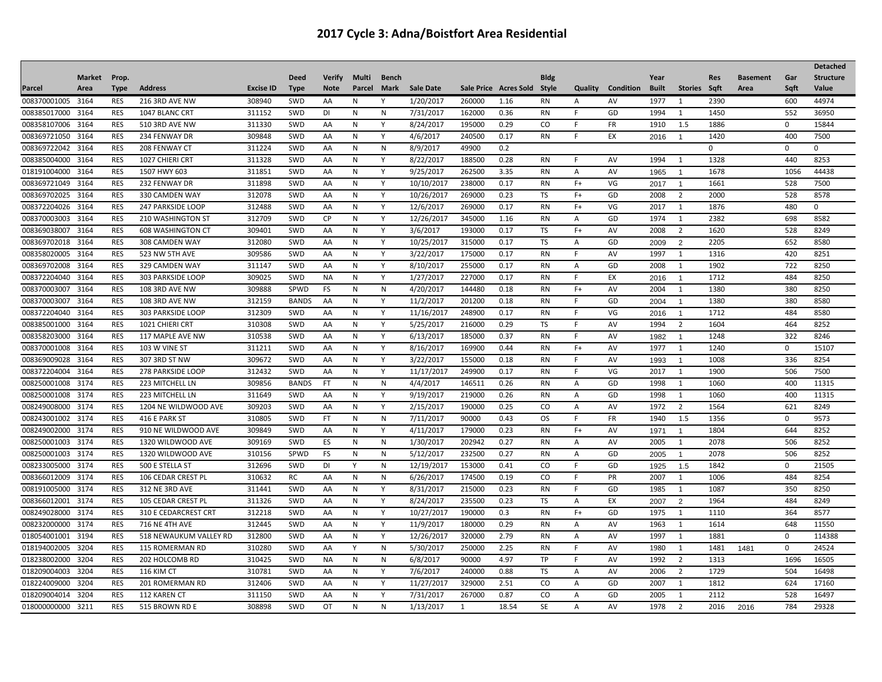# 2017 Cycle 3: Adna/Boistfort Area Residential

| Parcel | Market Area | Prop. Type | Address | Excise ID | Deed Type | Verify Note | Multi Parcel | Bench Mark | Sale Date | Sale Price | Acres Sold | Bldg Style | Quality | Condition | Year Built | Stories | Res Sqft | Basement Area | Gar Sqft | Detached Structure Value |
|---|---|---|---|---|---|---|---|---|---|---|---|---|---|---|---|---|---|---|---|---|
| 008370001005 | 3164 | RES | 216 3RD AVE NW | 308940 | SWD | AA | N | Y | 1/20/2017 | 260000 | 1.16 | RN | A | AV | 1977 | 1 | 2390 | | 600 | 44974 |
| 008385017000 | 3164 | RES | 1047 BLANC CRT | 311152 | SWD | DI | N | N | 7/31/2017 | 162000 | 0.36 | RN | F | GD | 1994 | 1 | 1450 | | 552 | 36950 |
| 008358107006 | 3164 | RES | 510 3RD AVE NW | 311330 | SWD | AA | N | Y | 8/24/2017 | 195000 | 0.29 | CO | F | FR | 1910 | 1.5 | 1886 | | 0 | 15844 |
| 008369721050 | 3164 | RES | 234 FENWAY DR | 309848 | SWD | AA | N | Y | 4/6/2017 | 240500 | 0.17 | RN | F | EX | 2016 | 1 | 1420 | | 400 | 7500 |
| 008369722042 | 3164 | RES | 208 FENWAY CT | 311224 | SWD | AA | N | N | 8/9/2017 | 49900 | 0.2 | | | | | | 0 | | 0 | 0 |
| 008385004000 | 3164 | RES | 1027 CHIERI CRT | 311328 | SWD | AA | N | Y | 8/22/2017 | 188500 | 0.28 | RN | F | AV | 1994 | 1 | 1328 | | 440 | 8253 |
| 018191004000 | 3164 | RES | 1507 HWY 603 | 311851 | SWD | AA | N | Y | 9/25/2017 | 262500 | 3.35 | RN | A | AV | 1965 | 1 | 1678 | | 1056 | 44438 |
| 008369721049 | 3164 | RES | 232 FENWAY DR | 311898 | SWD | AA | N | Y | 10/10/2017 | 238000 | 0.17 | RN | F+ | VG | 2017 | 1 | 1661 | | 528 | 7500 |
| 008369702025 | 3164 | RES | 330 CAMDEN WAY | 312078 | SWD | AA | N | Y | 10/26/2017 | 269000 | 0.23 | TS | F+ | GD | 2008 | 2 | 2000 | | 528 | 8578 |
| 008372204026 | 3164 | RES | 247 PARKSIDE LOOP | 312488 | SWD | AA | N | Y | 12/6/2017 | 269000 | 0.17 | RN | F+ | VG | 2017 | 1 | 1876 | | 480 | 0 |
| 008370003003 | 3164 | RES | 210 WASHINGTON ST | 312709 | SWD | CP | N | Y | 12/26/2017 | 345000 | 1.16 | RN | A | GD | 1974 | 1 | 2382 | | 698 | 8582 |
| 008369038007 | 3164 | RES | 608 WASHINGTON CT | 309401 | SWD | AA | N | Y | 3/6/2017 | 193000 | 0.17 | TS | F+ | AV | 2008 | 2 | 1620 | | 528 | 8249 |
| 008369702018 | 3164 | RES | 308 CAMDEN WAY | 312080 | SWD | AA | N | Y | 10/25/2017 | 315000 | 0.17 | TS | A | GD | 2009 | 2 | 2205 | | 652 | 8580 |
| 008358020005 | 3164 | RES | 523 NW 5TH AVE | 309586 | SWD | AA | N | Y | 3/22/2017 | 175000 | 0.17 | RN | F | AV | 1997 | 1 | 1316 | | 420 | 8251 |
| 008369702008 | 3164 | RES | 329 CAMDEN WAY | 311147 | SWD | AA | N | Y | 8/10/2017 | 255000 | 0.17 | RN | A | GD | 2008 | 1 | 1902 | | 722 | 8250 |
| 008372204040 | 3164 | RES | 303 PARKSIDE LOOP | 309025 | SWD | NA | N | Y | 1/27/2017 | 227000 | 0.17 | RN | F | EX | 2016 | 1 | 1712 | | 484 | 8250 |
| 008370003007 | 3164 | RES | 108 3RD AVE NW | 309888 | SPWD | FS | N | N | 4/20/2017 | 144480 | 0.18 | RN | F+ | AV | 2004 | 1 | 1380 | | 380 | 8250 |
| 008370003007 | 3164 | RES | 108 3RD AVE NW | 312159 | BANDS | AA | N | Y | 11/2/2017 | 201200 | 0.18 | RN | F | GD | 2004 | 1 | 1380 | | 380 | 8580 |
| 008372204040 | 3164 | RES | 303 PARKSIDE LOOP | 312309 | SWD | AA | N | Y | 11/16/2017 | 248900 | 0.17 | RN | F | VG | 2016 | 1 | 1712 | | 484 | 8580 |
| 008385001000 | 3164 | RES | 1021 CHIERI CRT | 310308 | SWD | AA | N | Y | 5/25/2017 | 216000 | 0.29 | TS | F | AV | 1994 | 2 | 1604 | | 464 | 8252 |
| 008358203000 | 3164 | RES | 117 MAPLE AVE NW | 310538 | SWD | AA | N | Y | 6/13/2017 | 185000 | 0.37 | RN | F | AV | 1982 | 1 | 1248 | | 322 | 8246 |
| 008370001008 | 3164 | RES | 103 W VINE ST | 311211 | SWD | AA | N | Y | 8/16/2017 | 169900 | 0.44 | RN | F+ | AV | 1977 | 1 | 1240 | | 0 | 15107 |
| 008369009028 | 3164 | RES | 307 3RD ST NW | 309672 | SWD | AA | N | Y | 3/22/2017 | 155000 | 0.18 | RN | F | AV | 1993 | 1 | 1008 | | 336 | 8254 |
| 008372204004 | 3164 | RES | 278 PARKSIDE LOOP | 312432 | SWD | AA | N | Y | 11/17/2017 | 249900 | 0.17 | RN | F | VG | 2017 | 1 | 1900 | | 506 | 7500 |
| 008250001008 | 3174 | RES | 223 MITCHELL LN | 309856 | BANDS | FT | N | N | 4/4/2017 | 146511 | 0.26 | RN | A | GD | 1998 | 1 | 1060 | | 400 | 11315 |
| 008250001008 | 3174 | RES | 223 MITCHELL LN | 311649 | SWD | AA | N | Y | 9/19/2017 | 219000 | 0.26 | RN | A | GD | 1998 | 1 | 1060 | | 400 | 11315 |
| 008249008000 | 3174 | RES | 1204 NE WILDWOOD AVE | 309203 | SWD | AA | N | Y | 2/15/2017 | 190000 | 0.25 | CO | A | AV | 1972 | 2 | 1564 | | 621 | 8249 |
| 008243001002 | 3174 | RES | 416 E PARK ST | 310805 | SWD | FT | N | N | 7/11/2017 | 90000 | 0.43 | OS | F | FR | 1940 | 1.5 | 1356 | | 0 | 9573 |
| 008249002000 | 3174 | RES | 910 NE WILDWOOD AVE | 309849 | SWD | AA | N | Y | 4/11/2017 | 179000 | 0.23 | RN | F+ | AV | 1971 | 1 | 1804 | | 644 | 8252 |
| 008250001003 | 3174 | RES | 1320 WILDWOOD AVE | 309169 | SWD | ES | N | N | 1/30/2017 | 202942 | 0.27 | RN | A | AV | 2005 | 1 | 2078 | | 506 | 8252 |
| 008250001003 | 3174 | RES | 1320 WILDWOOD AVE | 310156 | SPWD | FS | N | N | 5/12/2017 | 232500 | 0.27 | RN | A | GD | 2005 | 1 | 2078 | | 506 | 8252 |
| 008233005000 | 3174 | RES | 500 E STELLA ST | 312696 | SWD | DI | Y | N | 12/19/2017 | 153000 | 0.41 | CO | F | GD | 1925 | 1.5 | 1842 | | 0 | 21505 |
| 008366012009 | 3174 | RES | 106 CEDAR CREST PL | 310632 | RC | AA | N | N | 6/26/2017 | 174500 | 0.19 | CO | F | PR | 2007 | 1 | 1006 | | 484 | 8254 |
| 008191005000 | 3174 | RES | 312 NE 3RD AVE | 311441 | SWD | AA | N | Y | 8/31/2017 | 215000 | 0.23 | RN | F | GD | 1985 | 1 | 1087 | | 350 | 8250 |
| 008366012001 | 3174 | RES | 105 CEDAR CREST PL | 311326 | SWD | AA | N | Y | 8/24/2017 | 235500 | 0.23 | TS | A | EX | 2007 | 2 | 1964 | | 484 | 8249 |
| 008249028000 | 3174 | RES | 310 E CEDARCREST CRT | 312218 | SWD | AA | N | Y | 10/27/2017 | 190000 | 0.3 | RN | F+ | GD | 1975 | 1 | 1110 | | 364 | 8577 |
| 008232000000 | 3174 | RES | 716 NE 4TH AVE | 312445 | SWD | AA | N | Y | 11/9/2017 | 180000 | 0.29 | RN | A | AV | 1963 | 1 | 1614 | | 648 | 11550 |
| 018054001001 | 3194 | RES | 518 NEWAUKUM VALLEY RD | 312800 | SWD | AA | N | Y | 12/26/2017 | 320000 | 2.79 | RN | A | AV | 1997 | 1 | 1881 | | 0 | 114388 |
| 018194002005 | 3204 | RES | 115 ROMERMAN RD | 310280 | SWD | AA | Y | N | 5/30/2017 | 250000 | 2.25 | RN | F | AV | 1980 | 1 | 1481 | 1481 | 0 | 24524 |
| 018238002000 | 3204 | RES | 202 HOLCOMB RD | 310425 | SWD | NA | N | N | 6/8/2017 | 90000 | 4.97 | TP | F | AV | 1992 | 2 | 1313 | | 1696 | 16505 |
| 018209004003 | 3204 | RES | 116 KIM CT | 310781 | SWD | AA | N | Y | 7/6/2017 | 240000 | 0.88 | TS | A | AV | 2006 | 2 | 1729 | | 504 | 16498 |
| 018224009000 | 3204 | RES | 201 ROMERMAN RD | 312406 | SWD | AA | N | Y | 11/27/2017 | 329000 | 2.51 | CO | A | GD | 2007 | 1 | 1812 | | 624 | 17160 |
| 018209004014 | 3204 | RES | 112 KAREN CT | 311150 | SWD | AA | N | Y | 7/31/2017 | 267000 | 0.87 | CO | A | GD | 2005 | 1 | 2112 | | 528 | 16497 |
| 018000000000 | 3211 | RES | 515 BROWN RD E | 308898 | SWD | OT | N | N | 1/13/2017 | 1 | 18.54 | SE | A | AV | 1978 | 2 | 2016 | 2016 | 784 | 29328 |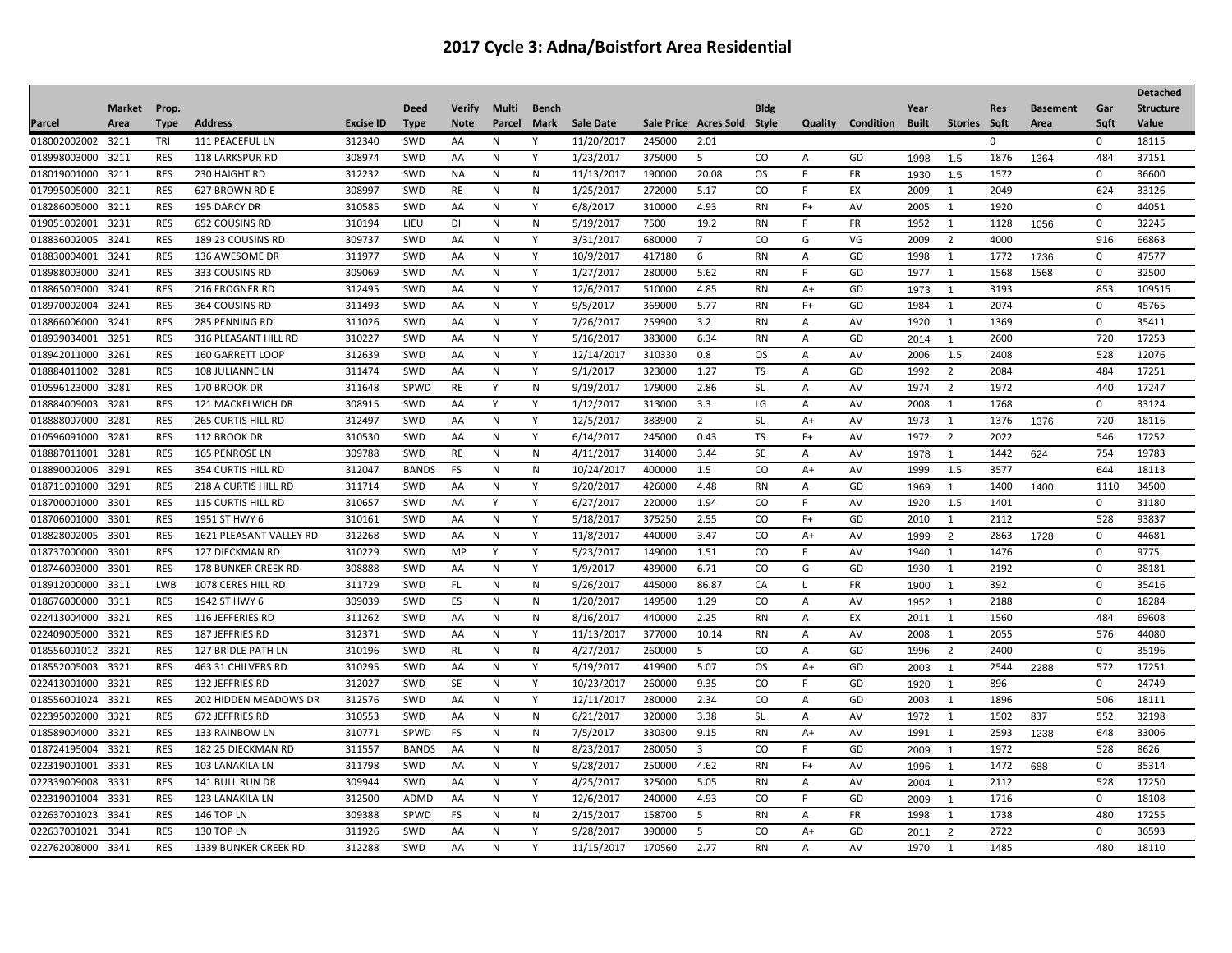# 2017 Cycle 3: Adna/Boistfort Area Residential

| Parcel | Market Area | Prop. Type | Address | Excise ID | Deed Type | Verify Note | Multi Parcel | Bench Mark | Sale Date | Sale Price | Acres Sold | Bldg Style | Quality | Condition | Year Built | Stories | Res Sqft | Basement Area | Gar Sqft | Detached Structure Value |
|---|---|---|---|---|---|---|---|---|---|---|---|---|---|---|---|---|---|---|---|---|
| 018002002002 | 3211 | TRI | 111 PEACEFUL LN | 312340 | SWD | AA | N | Y | 11/20/2017 | 245000 | 2.01 | | | | | | 0 | | 0 | 18115 |
| 018998003000 | 3211 | RES | 118 LARKSPUR RD | 308974 | SWD | AA | N | Y | 1/23/2017 | 375000 | 5 | CO | A | GD | 1998 | 1.5 | 1876 | 1364 | 484 | 37151 |
| 018019001000 | 3211 | RES | 230 HAIGHT RD | 312232 | SWD | NA | N | N | 11/13/2017 | 190000 | 20.08 | OS | F | FR | 1930 | 1.5 | 1572 | | 0 | 36600 |
| 017995005000 | 3211 | RES | 627 BROWN RD E | 308997 | SWD | RE | N | N | 1/25/2017 | 272000 | 5.17 | CO | F | EX | 2009 | 1 | 2049 | | 624 | 33126 |
| 018286005000 | 3211 | RES | 195 DARCY DR | 310585 | SWD | AA | N | Y | 6/8/2017 | 310000 | 4.93 | RN | F+ | AV | 2005 | 1 | 1920 | | 0 | 44051 |
| 019051002001 | 3231 | RES | 652 COUSINS RD | 310194 | LIEU | DI | N | N | 5/19/2017 | 7500 | 19.2 | RN | F | FR | 1952 | 1 | 1128 | 1056 | 0 | 32245 |
| 018836002005 | 3241 | RES | 189 23 COUSINS RD | 309737 | SWD | AA | N | Y | 3/31/2017 | 680000 | 7 | CO | G | VG | 2009 | 2 | 4000 | | 916 | 66863 |
| 018830004001 | 3241 | RES | 136 AWESOME DR | 311977 | SWD | AA | N | Y | 10/9/2017 | 417180 | 6 | RN | A | GD | 1998 | 1 | 1772 | 1736 | 0 | 47577 |
| 018988003000 | 3241 | RES | 333 COUSINS RD | 309069 | SWD | AA | N | Y | 1/27/2017 | 280000 | 5.62 | RN | F | GD | 1977 | 1 | 1568 | 1568 | 0 | 32500 |
| 018865003000 | 3241 | RES | 216 FROGNER RD | 312495 | SWD | AA | N | Y | 12/6/2017 | 510000 | 4.85 | RN | A+ | GD | 1973 | 1 | 3193 | | 853 | 109515 |
| 018970002004 | 3241 | RES | 364 COUSINS RD | 311493 | SWD | AA | N | Y | 9/5/2017 | 369000 | 5.77 | RN | F+ | GD | 1984 | 1 | 2074 | | 0 | 45765 |
| 018866006000 | 3241 | RES | 285 PENNING RD | 311026 | SWD | AA | N | Y | 7/26/2017 | 259900 | 3.2 | RN | A | AV | 1920 | 1 | 1369 | | 0 | 35411 |
| 018939034001 | 3251 | RES | 316 PLEASANT HILL RD | 310227 | SWD | AA | N | Y | 5/16/2017 | 383000 | 6.34 | RN | A | GD | 2014 | 1 | 2600 | | 720 | 17253 |
| 018942011000 | 3261 | RES | 160 GARRETT LOOP | 312639 | SWD | AA | N | Y | 12/14/2017 | 310330 | 0.8 | OS | A | AV | 2006 | 1.5 | 2408 | | 528 | 12076 |
| 018884011002 | 3281 | RES | 108 JULIANNE LN | 311474 | SWD | AA | N | Y | 9/1/2017 | 323000 | 1.27 | TS | A | GD | 1992 | 2 | 2084 | | 484 | 17251 |
| 010596123000 | 3281 | RES | 170 BROOK DR | 311648 | SPWD | RE | Y | N | 9/19/2017 | 179000 | 2.86 | SL | A | AV | 1974 | 2 | 1972 | | 440 | 17247 |
| 018884009003 | 3281 | RES | 121 MACKELWICH DR | 308915 | SWD | AA | Y | Y | 1/12/2017 | 313000 | 3.3 | LG | A | AV | 2008 | 1 | 1768 | | 0 | 33124 |
| 018888007000 | 3281 | RES | 265 CURTIS HILL RD | 312497 | SWD | AA | N | Y | 12/5/2017 | 383900 | 2 | SL | A+ | AV | 1973 | 1 | 1376 | 1376 | 720 | 18116 |
| 010596091000 | 3281 | RES | 112 BROOK DR | 310530 | SWD | AA | N | Y | 6/14/2017 | 245000 | 0.43 | TS | F+ | AV | 1972 | 2 | 2022 | | 546 | 17252 |
| 018887011001 | 3281 | RES | 165 PENROSE LN | 309788 | SWD | RE | N | N | 4/11/2017 | 314000 | 3.44 | SE | A | AV | 1978 | 1 | 1442 | 624 | 754 | 19783 |
| 018890002006 | 3291 | RES | 354 CURTIS HILL RD | 312047 | BANDS | FS | N | N | 10/24/2017 | 400000 | 1.5 | CO | A+ | AV | 1999 | 1.5 | 3577 | | 644 | 18113 |
| 018711001000 | 3291 | RES | 218 A CURTIS HILL RD | 311714 | SWD | AA | N | Y | 9/20/2017 | 426000 | 4.48 | RN | A | GD | 1969 | 1 | 1400 | 1400 | 1110 | 34500 |
| 018700001000 | 3301 | RES | 115 CURTIS HILL RD | 310657 | SWD | AA | Y | Y | 6/27/2017 | 220000 | 1.94 | CO | F | AV | 1920 | 1.5 | 1401 | | 0 | 31180 |
| 018706001000 | 3301 | RES | 1951 ST HWY 6 | 310161 | SWD | AA | N | Y | 5/18/2017 | 375250 | 2.55 | CO | F+ | GD | 2010 | 1 | 2112 | | 528 | 93837 |
| 018828002005 | 3301 | RES | 1621 PLEASANT VALLEY RD | 312268 | SWD | AA | N | Y | 11/8/2017 | 440000 | 3.47 | CO | A+ | AV | 1999 | 2 | 2863 | 1728 | 0 | 44681 |
| 018737000000 | 3301 | RES | 127 DIECKMAN RD | 310229 | SWD | MP | Y | Y | 5/23/2017 | 149000 | 1.51 | CO | F | AV | 1940 | 1 | 1476 | | 0 | 9775 |
| 018746003000 | 3301 | RES | 178 BUNKER CREEK RD | 308888 | SWD | AA | N | Y | 1/9/2017 | 439000 | 6.71 | CO | G | GD | 1930 | 1 | 2192 | | 0 | 38181 |
| 018912000000 | 3311 | LWB | 1078 CERES HILL RD | 311729 | SWD | FL | N | N | 9/26/2017 | 445000 | 86.87 | CA | L | FR | 1900 | 1 | 392 | | 0 | 35416 |
| 018676000000 | 3311 | RES | 1942 ST HWY 6 | 309039 | SWD | ES | N | N | 1/20/2017 | 149500 | 1.29 | CO | A | AV | 1952 | 1 | 2188 | | 0 | 18284 |
| 022413004000 | 3321 | RES | 116 JEFFERIES RD | 311262 | SWD | AA | N | N | 8/16/2017 | 440000 | 2.25 | RN | A | EX | 2011 | 1 | 1560 | | 484 | 69608 |
| 022409005000 | 3321 | RES | 187 JEFFRIES RD | 312371 | SWD | AA | N | Y | 11/13/2017 | 377000 | 10.14 | RN | A | AV | 2008 | 1 | 2055 | | 576 | 44080 |
| 018556001012 | 3321 | RES | 127 BRIDLE PATH LN | 310196 | SWD | RL | N | N | 4/27/2017 | 260000 | 5 | CO | A | GD | 1996 | 2 | 2400 | | 0 | 35196 |
| 018552005003 | 3321 | RES | 463 31 CHILVERS RD | 310295 | SWD | AA | N | Y | 5/19/2017 | 419900 | 5.07 | OS | A+ | GD | 2003 | 1 | 2544 | 2288 | 572 | 17251 |
| 022413001000 | 3321 | RES | 132 JEFFRIES RD | 312027 | SWD | SE | N | Y | 10/23/2017 | 260000 | 9.35 | CO | F | GD | 1920 | 1 | 896 | | 0 | 24749 |
| 018556001024 | 3321 | RES | 202 HIDDEN MEADOWS DR | 312576 | SWD | AA | N | Y | 12/11/2017 | 280000 | 2.34 | CO | A | GD | 2003 | 1 | 1896 | | 506 | 18111 |
| 022395002000 | 3321 | RES | 672 JEFFRIES RD | 310553 | SWD | AA | N | N | 6/21/2017 | 320000 | 3.38 | SL | A | AV | 1972 | 1 | 1502 | 837 | 552 | 32198 |
| 018589004000 | 3321 | RES | 133 RAINBOW LN | 310771 | SPWD | FS | N | N | 7/5/2017 | 330300 | 9.15 | RN | A+ | AV | 1991 | 1 | 2593 | 1238 | 648 | 33006 |
| 018724195004 | 3321 | RES | 182 25 DIECKMAN RD | 311557 | BANDS | AA | N | N | 8/23/2017 | 280050 | 3 | CO | F | GD | 2009 | 1 | 1972 | | 528 | 8626 |
| 022319001001 | 3331 | RES | 103 LANAKILA LN | 311798 | SWD | AA | N | Y | 9/28/2017 | 250000 | 4.62 | RN | F+ | AV | 1996 | 1 | 1472 | 688 | 0 | 35314 |
| 022339009008 | 3331 | RES | 141 BULL RUN DR | 309944 | SWD | AA | N | Y | 4/25/2017 | 325000 | 5.05 | RN | A | AV | 2004 | 1 | 2112 | | 528 | 17250 |
| 022319001004 | 3331 | RES | 123 LANAKILA LN | 312500 | ADMD | AA | N | Y | 12/6/2017 | 240000 | 4.93 | CO | F | GD | 2009 | 1 | 1716 | | 0 | 18108 |
| 022637001023 | 3341 | RES | 146 TOP LN | 309388 | SPWD | FS | N | N | 2/15/2017 | 158700 | 5 | RN | A | FR | 1998 | 1 | 1738 | | 480 | 17255 |
| 022637001021 | 3341 | RES | 130 TOP LN | 311926 | SWD | AA | N | Y | 9/28/2017 | 390000 | 5 | CO | A+ | GD | 2011 | 2 | 2722 | | 0 | 36593 |
| 022762008000 | 3341 | RES | 1339 BUNKER CREEK RD | 312288 | SWD | AA | N | Y | 11/15/2017 | 170560 | 2.77 | RN | A | AV | 1970 | 1 | 1485 | | 480 | 18110 |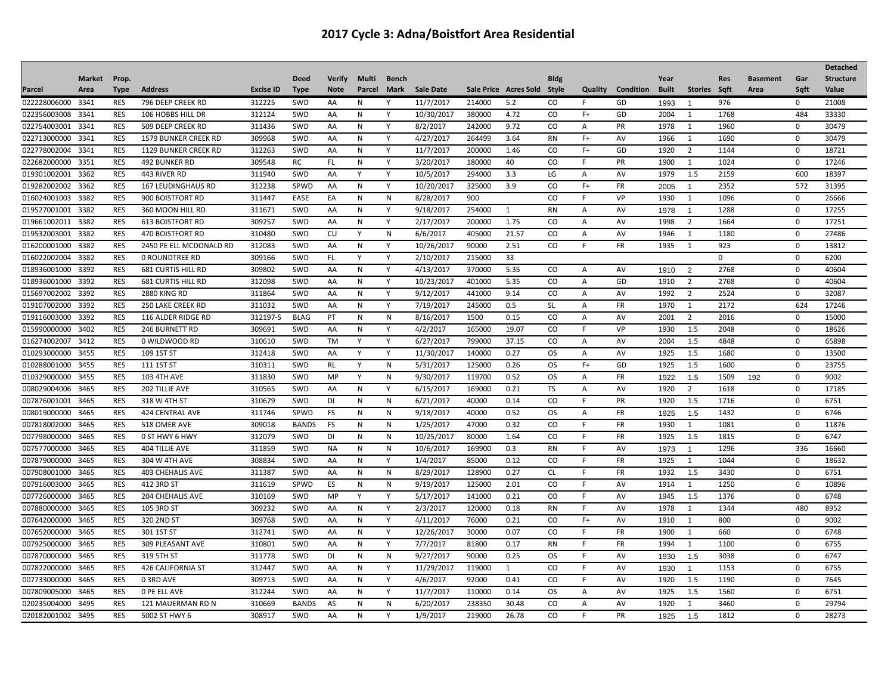# 2017 Cycle 3: Adna/Boistfort Area Residential

| Parcel | Market Area | Prop. Type | Address | Excise ID | Deed Type | Verify Note | Multi Parcel | Bench Mark | Sale Date | Sale Price | Acres Sold | Bldg Style | Quality | Condition | Year Built | Stories | Res Sqft | Basement Area | Gar Sqft | Detached Structure Value |
|---|---|---|---|---|---|---|---|---|---|---|---|---|---|---|---|---|---|---|---|---|
| 022228006000 | 3341 | RES | 796 DEEP CREEK RD | 312225 | SWD | AA | N | Y | 11/7/2017 | 214000 | 5.2 | CO | F | GD | 1993 | 1 | 976 | | 0 | 21008 |
| 022356003008 | 3341 | RES | 106 HOBBS HILL DR | 312124 | SWD | AA | N | Y | 10/30/2017 | 380000 | 4.72 | CO | F+ | GD | 2004 | 1 | 1768 | | 484 | 33330 |
| 022754003001 | 3341 | RES | 509 DEEP CREEK RD | 311436 | SWD | AA | N | Y | 8/2/2017 | 242000 | 9.72 | CO | A | PR | 1978 | 1 | 1960 | | 0 | 30479 |
| 022713000000 | 3341 | RES | 1579 BUNKER CREEK RD | 309968 | SWD | AA | N | Y | 4/27/2017 | 264499 | 3.64 | RN | F+ | AV | 1966 | 1 | 1690 | | 0 | 30479 |
| 022778002004 | 3341 | RES | 1129 BUNKER CREEK RD | 312263 | SWD | AA | N | Y | 11/7/2017 | 200000 | 1.46 | CO | F+ | GD | 1920 | 2 | 1144 | | 0 | 18721 |
| 022682000000 | 3351 | RES | 492 BUNKER RD | 309548 | RC | FL | N | Y | 3/20/2017 | 180000 | 40 | CO | F | PR | 1900 | 1 | 1024 | | 0 | 17246 |
| 019301002001 | 3362 | RES | 443 RIVER RD | 311940 | SWD | AA | Y | Y | 10/5/2017 | 294000 | 3.3 | LG | A | AV | 1979 | 1.5 | 2159 | | 600 | 18397 |
| 019282002002 | 3362 | RES | 167 LEUDINGHAUS RD | 312238 | SPWD | AA | N | Y | 10/20/2017 | 325000 | 3.9 | CO | F+ | FR | 2005 | 1 | 2352 | | 572 | 31395 |
| 016024001003 | 3382 | RES | 900 BOISTFORT RD | 311447 | EASE | EA | N | N | 8/28/2017 | 900 | | CO | F | VP | 1930 | 1 | 1096 | | 0 | 26666 |
| 019527001001 | 3382 | RES | 360 MOON HILL RD | 311671 | SWD | AA | N | Y | 9/18/2017 | 254000 | 1 | RN | A | AV | 1978 | 1 | 1288 | | 0 | 17255 |
| 019661002011 | 3382 | RES | 613 BOISTFORT RD | 309257 | SWD | AA | N | Y | 2/17/2017 | 200000 | 1.75 | CO | A | AV | 1998 | 2 | 1664 | | 0 | 17251 |
| 019532003001 | 3382 | RES | 470 BOISTFORT RD | 310480 | SWD | CU | Y | N | 6/6/2017 | 405000 | 21.57 | CO | A | AV | 1946 | 1 | 1180 | | 0 | 27486 |
| 016200001000 | 3382 | RES | 2450 PE ELL MCDONALD RD | 312083 | SWD | AA | N | Y | 10/26/2017 | 90000 | 2.51 | CO | F | FR | 1935 | 1 | 923 | | 0 | 13812 |
| 016022002004 | 3382 | RES | 0 ROUNDTREE RD | 309166 | SWD | FL | Y | Y | 2/10/2017 | 215000 | 33 | | | | | | 0 | | 0 | 6200 |
| 018936001000 | 3392 | RES | 681 CURTIS HILL RD | 309802 | SWD | AA | N | Y | 4/13/2017 | 370000 | 5.35 | CO | A | AV | 1910 | 2 | 2768 | | 0 | 40604 |
| 018936001000 | 3392 | RES | 681 CURTIS HILL RD | 312098 | SWD | AA | N | Y | 10/23/2017 | 401000 | 5.35 | CO | A | GD | 1910 | 2 | 2768 | | 0 | 40604 |
| 015697002002 | 3392 | RES | 2880 KING RD | 311864 | SWD | AA | N | Y | 9/12/2017 | 441000 | 9.14 | CO | A | AV | 1992 | 2 | 2524 | | 0 | 32087 |
| 019107002000 | 3392 | RES | 250 LAKE CREEK RD | 311032 | SWD | AA | N | Y | 7/19/2017 | 245000 | 0.5 | SL | A | FR | 1970 | 1 | 2172 | | 624 | 17246 |
| 019116003000 | 3392 | RES | 116 ALDER RIDGE RD | 312197-S | BLAG | PT | N | N | 8/16/2017 | 1500 | 0.15 | CO | A | AV | 2001 | 2 | 2016 | | 0 | 15000 |
| 015990000000 | 3402 | RES | 246 BURNETT RD | 309691 | SWD | AA | N | Y | 4/2/2017 | 165000 | 19.07 | CO | F | VP | 1930 | 1.5 | 2048 | | 0 | 18626 |
| 016274002007 | 3412 | RES | 0 WILDWOOD RD | 310610 | SWD | TM | Y | Y | 6/27/2017 | 799000 | 37.15 | CO | A | AV | 2004 | 1.5 | 4848 | | 0 | 65898 |
| 010293000000 | 3455 | RES | 109 1ST ST | 312418 | SWD | AA | Y | Y | 11/30/2017 | 140000 | 0.27 | OS | A | AV | 1925 | 1.5 | 1680 | | 0 | 13500 |
| 010288001000 | 3455 | RES | 111 1ST ST | 310311 | SWD | RL | Y | N | 5/31/2017 | 125000 | 0.26 | OS | F+ | GD | 1925 | 1.5 | 1600 | | 0 | 23755 |
| 010329000000 | 3455 | RES | 103 4TH AVE | 311830 | SWD | MP | Y | N | 9/30/2017 | 119700 | 0.52 | OS | A | FR | 1922 | 1.5 | 1509 | 192 | 0 | 9002 |
| 008029004006 | 3465 | RES | 202 TILLIE AVE | 310565 | SWD | AA | N | Y | 6/15/2017 | 169000 | 0.21 | TS | A | AV | 1920 | 2 | 1618 | | 0 | 17185 |
| 007876001001 | 3465 | RES | 318 W 4TH ST | 310679 | SWD | DI | N | N | 6/21/2017 | 40000 | 0.14 | CO | F | PR | 1920 | 1.5 | 1716 | | 0 | 6751 |
| 008019000000 | 3465 | RES | 424 CENTRAL AVE | 311746 | SPWD | FS | N | N | 9/18/2017 | 40000 | 0.52 | OS | A | FR | 1925 | 1.5 | 1432 | | 0 | 6746 |
| 007818002000 | 3465 | RES | 518 OMER AVE | 309018 | BANDS | FS | N | N | 1/25/2017 | 47000 | 0.32 | CO | F | FR | 1930 | 1 | 1081 | | 0 | 11876 |
| 007798000000 | 3465 | RES | 0 ST HWY 6 HWY | 312079 | SWD | DI | N | N | 10/25/2017 | 80000 | 1.64 | CO | F | FR | 1925 | 1.5 | 1815 | | 0 | 6747 |
| 007577000000 | 3465 | RES | 404 TILLIE AVE | 311859 | SWD | NA | N | N | 10/6/2017 | 169900 | 0.3 | RN | F | AV | 1973 | 1 | 1296 | | 336 | 16660 |
| 007879000000 | 3465 | RES | 304 W 4TH AVE | 308834 | SWD | AA | N | Y | 1/4/2017 | 85000 | 0.12 | CO | F | FR | 1925 | 1 | 1044 | | 0 | 18632 |
| 007908001000 | 3465 | RES | 403 CHEHALIS AVE | 311387 | SWD | AA | N | N | 8/29/2017 | 128900 | 0.27 | CL | F | FR | 1932 | 1.5 | 3430 | | 0 | 6751 |
| 007916003000 | 3465 | RES | 412 3RD ST | 311619 | SPWD | ES | N | N | 9/19/2017 | 125000 | 2.01 | CO | F | AV | 1914 | 1 | 1250 | | 0 | 10896 |
| 007726000000 | 3465 | RES | 204 CHEHALIS AVE | 310169 | SWD | MP | Y | Y | 5/17/2017 | 141000 | 0.21 | CO | F | AV | 1945 | 1.5 | 1376 | | 0 | 6748 |
| 007880000000 | 3465 | RES | 105 3RD ST | 309232 | SWD | AA | N | Y | 2/3/2017 | 120000 | 0.18 | RN | F | AV | 1978 | 1 | 1344 | | 480 | 8952 |
| 007642000000 | 3465 | RES | 320 2ND ST | 309768 | SWD | AA | N | Y | 4/11/2017 | 76000 | 0.21 | CO | F+ | AV | 1910 | 1 | 800 | | 0 | 9002 |
| 007652000000 | 3465 | RES | 301 1ST ST | 312741 | SWD | AA | N | Y | 12/26/2017 | 30000 | 0.07 | CO | F | FR | 1900 | 1 | 660 | | 0 | 6748 |
| 007925000000 | 3465 | RES | 309 PLEASANT AVE | 310801 | SWD | AA | N | Y | 7/7/2017 | 81800 | 0.17 | RN | F | FR | 1994 | 1 | 1100 | | 0 | 6755 |
| 007870000000 | 3465 | RES | 319 5TH ST | 311778 | SWD | DI | N | N | 9/27/2017 | 90000 | 0.25 | OS | F | AV | 1930 | 1.5 | 3038 | | 0 | 6747 |
| 007822000000 | 3465 | RES | 426 CALIFORNIA ST | 312447 | SWD | AA | N | Y | 11/29/2017 | 119000 | 1 | CO | F | AV | 1930 | 1 | 1153 | | 0 | 6755 |
| 007733000000 | 3465 | RES | 0 3RD AVE | 309713 | SWD | AA | N | Y | 4/6/2017 | 92000 | 0.41 | CO | F | AV | 1920 | 1.5 | 1190 | | 0 | 7645 |
| 007809005000 | 3465 | RES | 0 PE ELL AVE | 312244 | SWD | AA | N | Y | 11/7/2017 | 110000 | 0.14 | OS | A | AV | 1925 | 1.5 | 1560 | | 0 | 6751 |
| 020235004000 | 3495 | RES | 121 MAUERMAN RD N | 310669 | BANDS | AS | N | N | 6/20/2017 | 238350 | 30.48 | CO | A | AV | 1920 | 1 | 3460 | | 0 | 29794 |
| 020182001002 | 3495 | RES | 5002 ST HWY 6 | 308917 | SWD | AA | N | Y | 1/9/2017 | 219000 | 26.78 | CO | F | PR | 1925 | 1.5 | 1812 | | 0 | 28273 |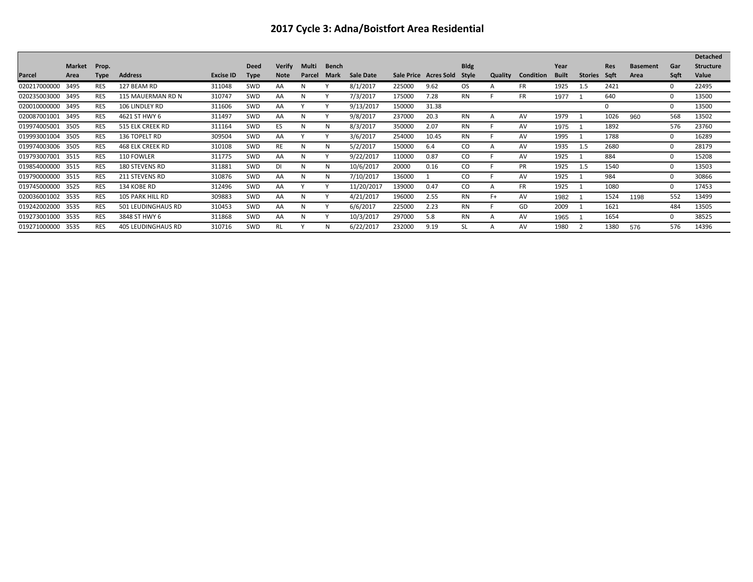# 2017 Cycle 3: Adna/Boistfort Area Residential

| Parcel | Market Area | Prop. Type | Address | Excise ID | Deed Type | Verify Note | Multi Parcel | Bench Mark | Sale Date | Sale Price | Acres Sold | Bldg Style | Quality | Condition | Year Built | Stories | Res Sqft | Basement Area | Gar Sqft | Detached Structure Value |
|---|---|---|---|---|---|---|---|---|---|---|---|---|---|---|---|---|---|---|---|---|
| 020217000000 | 3495 | RES | 127 BEAM RD | 311048 | SWD | AA | N | Y | 8/1/2017 | 225000 | 9.62 | OS | A | FR | 1925 | 1.5 | 2421 | | 0 | 22495 |
| 020235003000 | 3495 | RES | 115 MAUERMAN RD N | 310747 | SWD | AA | N | Y | 7/3/2017 | 175000 | 7.28 | RN | F | FR | 1977 | 1 | 640 | | 0 | 13500 |
| 020010000000 | 3495 | RES | 106 LINDLEY RD | 311606 | SWD | AA | Y | Y | 9/13/2017 | 150000 | 31.38 | | | | | | 0 | | 0 | 13500 |
| 020087001001 | 3495 | RES | 4621 ST HWY 6 | 311497 | SWD | AA | N | Y | 9/8/2017 | 237000 | 20.3 | RN | A | AV | 1979 | 1 | 1026 | 960 | 568 | 13502 |
| 019974005001 | 3505 | RES | 515 ELK CREEK RD | 311164 | SWD | ES | N | N | 8/3/2017 | 350000 | 2.07 | RN | F | AV | 1975 | 1 | 1892 | | 576 | 23760 |
| 019993001004 | 3505 | RES | 136 TOPELT RD | 309504 | SWD | AA | Y | Y | 3/6/2017 | 254000 | 10.45 | RN | F | AV | 1995 | 1 | 1788 | | 0 | 16289 |
| 019974003006 | 3505 | RES | 468 ELK CREEK RD | 310108 | SWD | RE | N | N | 5/2/2017 | 150000 | 6.4 | CO | A | AV | 1935 | 1.5 | 2680 | | 0 | 28179 |
| 019793007001 | 3515 | RES | 110 FOWLER | 311775 | SWD | AA | N | Y | 9/22/2017 | 110000 | 0.87 | CO | F | AV | 1925 | 1 | 884 | | 0 | 15208 |
| 019854000000 | 3515 | RES | 180 STEVENS RD | 311881 | SWD | DI | N | N | 10/6/2017 | 20000 | 0.16 | CO | F | PR | 1925 | 1.5 | 1540 | | 0 | 13503 |
| 019790000000 | 3515 | RES | 211 STEVENS RD | 310876 | SWD | AA | N | N | 7/10/2017 | 136000 | 1 | CO | F | AV | 1925 | 1 | 984 | | 0 | 30866 |
| 019745000000 | 3525 | RES | 134 KOBE RD | 312496 | SWD | AA | Y | Y | 11/20/2017 | 139000 | 0.47 | CO | A | FR | 1925 | 1 | 1080 | | 0 | 17453 |
| 020036001002 | 3535 | RES | 105 PARK HILL RD | 309883 | SWD | AA | N | Y | 4/21/2017 | 196000 | 2.55 | RN | F+ | AV | 1982 | 1 | 1524 | 1198 | 552 | 13499 |
| 019242002000 | 3535 | RES | 501 LEUDINGHAUS RD | 310453 | SWD | AA | N | Y | 6/6/2017 | 225000 | 2.23 | RN | F | GD | 2009 | 1 | 1621 | | 484 | 13505 |
| 019273001000 | 3535 | RES | 3848 ST HWY 6 | 311868 | SWD | AA | N | Y | 10/3/2017 | 297000 | 5.8 | RN | A | AV | 1965 | 1 | 1654 | | 0 | 38525 |
| 019271000000 | 3535 | RES | 405 LEUDINGHAUS RD | 310716 | SWD | RL | Y | N | 6/22/2017 | 232000 | 9.19 | SL | A | AV | 1980 | 2 | 1380 | 576 | 576 | 14396 |